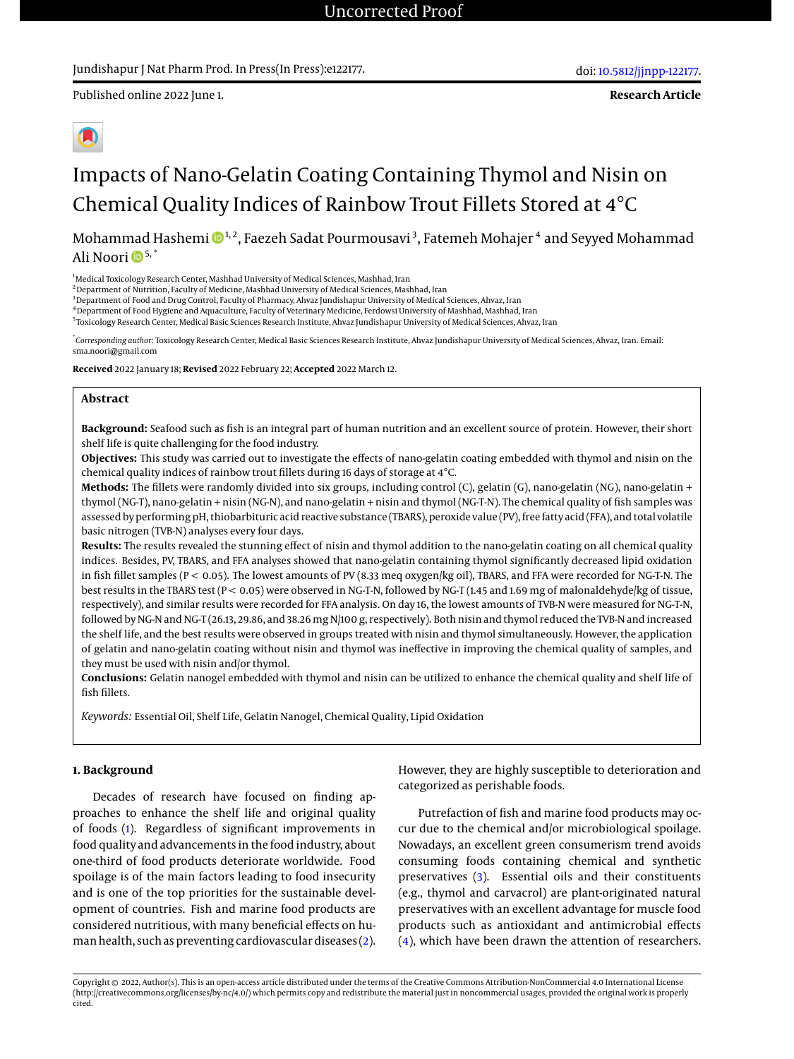Uncorrected Proof

Published online 2022 June 1.

doi: 10.5812/jjnpp-122177.

**Research Article**

# Impacts of Nano-Gelatin Coating Containing Thymol and Nisin on Chemical Quality Indices of Rainbow Trout Fillets Stored at 4°C

Mohammad Hashemi [1,2], Faezeh Sadat Pourmousavi [3], Fatemeh Mohajer [4] and Seyyed Mohammad Ali Noori [5,*]

[1] Medical Toxicology Research Center, Mashhad University of Medical Sciences, Mashhad, Iran
[2] Department of Nutrition, Faculty of Medicine, Mashhad University of Medical Sciences, Mashhad, Iran
[3] Department of Food and Drug Control, Faculty of Pharmacy, Ahvaz Jundishapur University of Medical Sciences, Ahvaz, Iran
[4] Department of Food Hygiene and Aquaculture, Faculty of Veterinary Medicine, Ferdowsi University of Mashhad, Mashhad, Iran
[5] Toxicology Research Center, Medical Basic Sciences Research Institute, Ahvaz Jundishapur University of Medical Sciences, Ahvaz, Iran

[*] *Corresponding author*: Toxicology Research Center, Medical Basic Sciences Research Institute, Ahvaz Jundishapur University of Medical Sciences, Ahvaz, Iran. Email: sma.noori@gmail.com

**Received** 2022 January 18; **Revised** 2022 February 22; **Accepted** 2022 March 12.

## Abstract

**Background:** Seafood such as fish is an integral part of human nutrition and an excellent source of protein. However, their short shelf life is quite challenging for the food industry.

**Objectives:** This study was carried out to investigate the effects of nano-gelatin coating embedded with thymol and nisin on the chemical quality indices of rainbow trout fillets during 16 days of storage at 4°C.

**Methods:** The fillets were randomly divided into six groups, including control (C), gelatin (G), nano-gelatin (NG), nano-gelatin + thymol (NG-T), nano-gelatin + nisin (NG-N), and nano-gelatin + nisin and thymol (NG-T-N). The chemical quality of fish samples was assessed by performing pH, thiobarbituric acid reactive substance (TBARS), peroxide value (PV), free fatty acid (FFA), and total volatile basic nitrogen (TVB-N) analyses every four days.

**Results:** The results revealed the stunning effect of nisin and thymol addition to the nano-gelatin coating on all chemical quality indices. Besides, PV, TBARS, and FFA analyses showed that nano-gelatin containing thymol significantly decreased lipid oxidation in fish fillet samples ($P < 0.05$). The lowest amounts of PV (8.33 meq oxygen/kg oil), TBARS, and FFA were recorded for NG-T-N. The best results in the TBARS test ($P < 0.05$) were observed in NG-T-N, followed by NG-T (1.45 and 1.69 mg of malonaldehyde/kg of tissue, respectively), and similar results were recorded for FFA analysis. On day 16, the lowest amounts of TVB-N were measured for NG-T-N, followed by NG-N and NG-T (26.13, 29.86, and 38.26 mg N/100 g, respectively). Both nisin and thymol reduced the TVB-N and increased the shelf life, and the best results were observed in groups treated with nisin and thymol simultaneously. However, the application of gelatin and nano-gelatin coating without nisin and thymol was ineffective in improving the chemical quality of samples, and they must be used with nisin and/or thymol.

**Conclusions:** Gelatin nanogel embedded with thymol and nisin can be utilized to enhance the chemical quality and shelf life of fish fillets.

*Keywords:* Essential Oil, Shelf Life, Gelatin Nanogel, Chemical Quality, Lipid Oxidation

## 1. Background

Decades of research have focused on finding approaches to enhance the shelf life and original quality of foods (1). Regardless of significant improvements in food quality and advancements in the food industry, about one-third of food products deteriorate worldwide. Food spoilage is of the main factors leading to food insecurity and is one of the top priorities for the sustainable development of countries. Fish and marine food products are considered nutritious, with many beneficial effects on human health, such as preventing cardiovascular diseases (2). However, they are highly susceptible to deterioration and categorized as perishable foods.

Putrefaction of fish and marine food products may occur due to the chemical and/or microbiological spoilage. Nowadays, an excellent green consumerism trend avoids consuming foods containing chemical and synthetic preservatives (3). Essential oils and their constituents (e.g., thymol and carvacrol) are plant-originated natural preservatives with an excellent advantage for muscle food products such as antioxidant and antimicrobial effects (4), which have been drawn the attention of researchers.

Copyright © 2022, Author(s). This is an open-access article distributed under the terms of the Creative Commons Attribution-NonCommercial 4.0 International License (http://creativecommons.org/licenses/by-nc/4.0/) which permits copy and redistribute the material just in noncommercial usages, provided the original work is properly cited.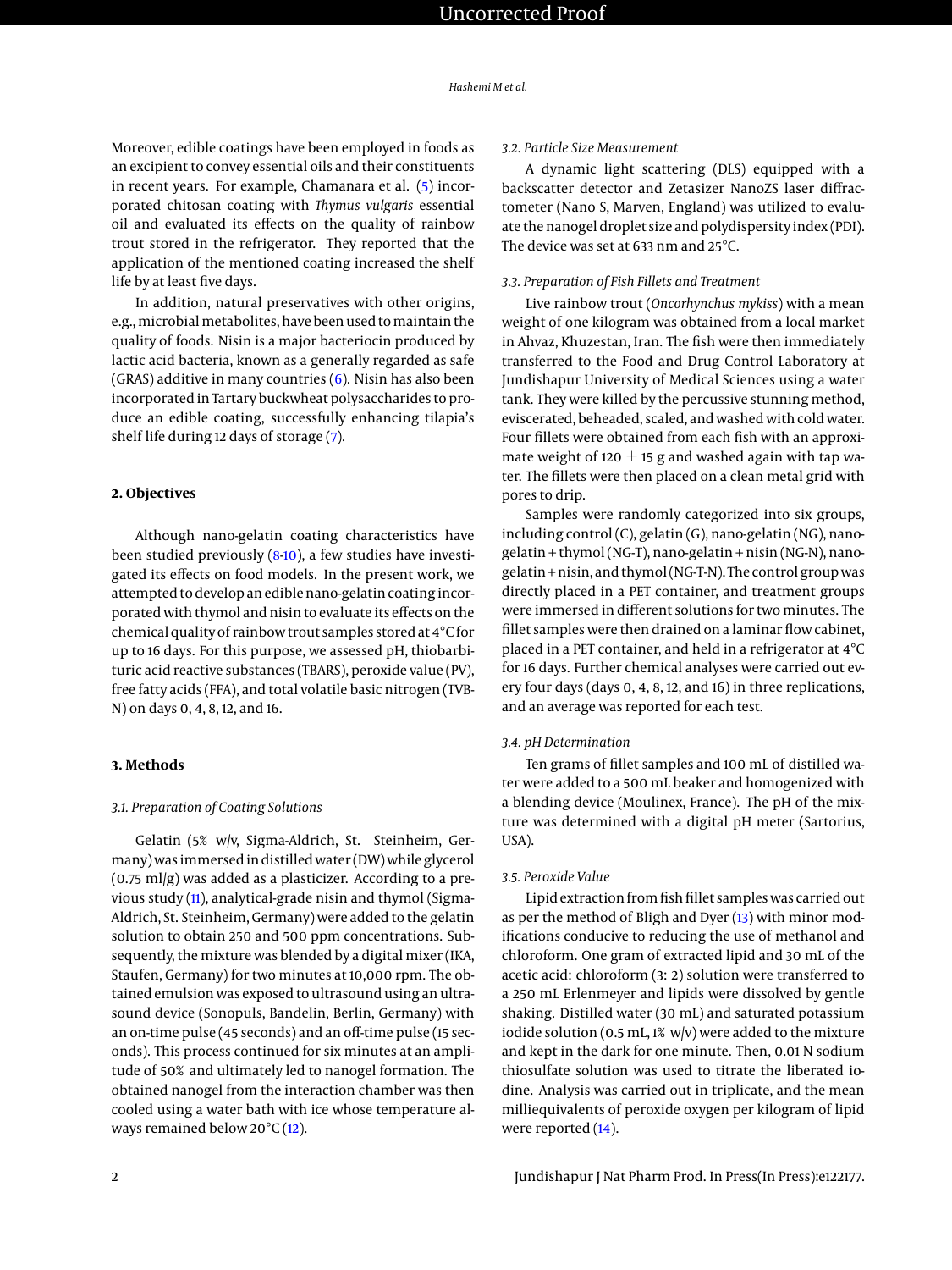Moreover, edible coatings have been employed in foods as an excipient to convey essential oils and their constituents in recent years. For example, Chamanara et al. (5) incorporated chitosan coating with *Thymus vulgaris* essential oil and evaluated its effects on the quality of rainbow trout stored in the refrigerator. They reported that the application of the mentioned coating increased the shelf life by at least five days.

In addition, natural preservatives with other origins, e.g., microbial metabolites, have been used to maintain the quality of foods. Nisin is a major bacteriocin produced by lactic acid bacteria, known as a generally regarded as safe (GRAS) additive in many countries (6). Nisin has also been incorporated in Tartary buckwheat polysaccharides to produce an edible coating, successfully enhancing tilapia's shelf life during 12 days of storage (7).

## 2. Objectives

Although nano-gelatin coating characteristics have been studied previously (8-10), a few studies have investigated its effects on food models. In the present work, we attempted to develop an edible nano-gelatin coating incorporated with thymol and nisin to evaluate its effects on the chemical quality of rainbow trout samples stored at 4°C for up to 16 days. For this purpose, we assessed pH, thiobarbituric acid reactive substances (TBARS), peroxide value (PV), free fatty acids (FFA), and total volatile basic nitrogen (TVB-N) on days 0, 4, 8, 12, and 16.

## 3. Methods

### 3.1. Preparation of Coating Solutions

Gelatin (5% w/v, Sigma-Aldrich, St. Steinheim, Germany) was immersed in distilled water (DW) while glycerol (0.75 ml/g) was added as a plasticizer. According to a previous study (11), analytical-grade nisin and thymol (Sigma-Aldrich, St. Steinheim, Germany) were added to the gelatin solution to obtain 250 and 500 ppm concentrations. Subsequently, the mixture was blended by a digital mixer (IKA, Staufen, Germany) for two minutes at 10,000 rpm. The obtained emulsion was exposed to ultrasound using an ultrasound device (Sonopuls, Bandelin, Berlin, Germany) with an on-time pulse (45 seconds) and an off-time pulse (15 seconds). This process continued for six minutes at an amplitude of 50% and ultimately led to nanogel formation. The obtained nanogel from the interaction chamber was then cooled using a water bath with ice whose temperature always remained below 20°C (12).

### 3.2. Particle Size Measurement

A dynamic light scattering (DLS) equipped with a backscatter detector and Zetasizer NanoZS laser diffractometer (Nano S, Marven, England) was utilized to evaluate the nanogel droplet size and polydispersity index (PDI). The device was set at 633 nm and 25°C.

### 3.3. Preparation of Fish Fillets and Treatment

Live rainbow trout (*Oncorhynchus mykiss*) with a mean weight of one kilogram was obtained from a local market in Ahvaz, Khuzestan, Iran. The fish were then immediately transferred to the Food and Drug Control Laboratory at Jundishapur University of Medical Sciences using a water tank. They were killed by the percussive stunning method, eviscerated, beheaded, scaled, and washed with cold water. Four fillets were obtained from each fish with an approximate weight of 120 ± 15 g and washed again with tap water. The fillets were then placed on a clean metal grid with pores to drip.

Samples were randomly categorized into six groups, including control (C), gelatin (G), nano-gelatin (NG), nano-gelatin + thymol (NG-T), nano-gelatin + nisin (NG-N), nano-gelatin + nisin, and thymol (NG-T-N). The control group was directly placed in a PET container, and treatment groups were immersed in different solutions for two minutes. The fillet samples were then drained on a laminar flow cabinet, placed in a PET container, and held in a refrigerator at 4°C for 16 days. Further chemical analyses were carried out every four days (days 0, 4, 8, 12, and 16) in three replications, and an average was reported for each test.

### 3.4. pH Determination

Ten grams of fillet samples and 100 mL of distilled water were added to a 500 mL beaker and homogenized with a blending device (Moulinex, France). The pH of the mixture was determined with a digital pH meter (Sartorius, USA).

### 3.5. Peroxide Value

Lipid extraction from fish fillet samples was carried out as per the method of Bligh and Dyer (13) with minor modifications conducive to reducing the use of methanol and chloroform. One gram of extracted lipid and 30 mL of the acetic acid: chloroform (3: 2) solution were transferred to a 250 mL Erlenmeyer and lipids were dissolved by gentle shaking. Distilled water (30 mL) and saturated potassium iodide solution (0.5 mL, 1% w/v) were added to the mixture and kept in the dark for one minute. Then, 0.01 N sodium thiosulfate solution was used to titrate the liberated iodine. Analysis was carried out in triplicate, and the mean milliequivalents of peroxide oxygen per kilogram of lipid were reported (14).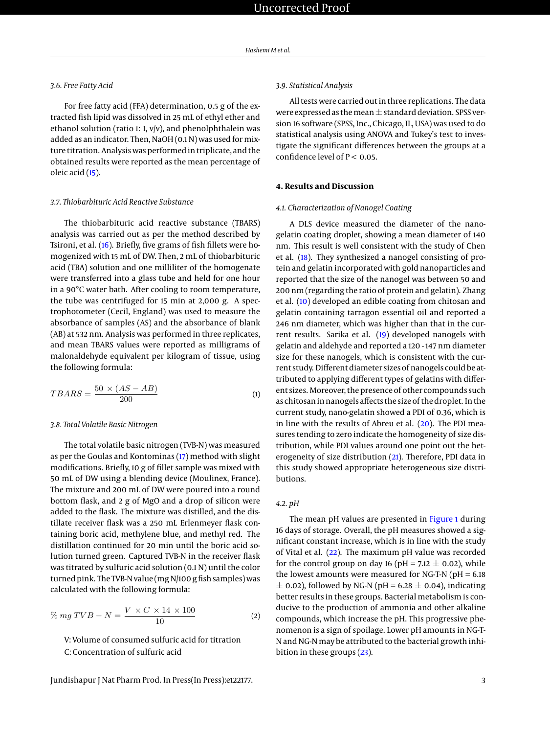### 3.6. Free Fatty Acid

For free fatty acid (FFA) determination, 0.5 g of the extracted fish lipid was dissolved in 25 mL of ethyl ether and ethanol solution (ratio 1: 1, v/v), and phenolphthalein was added as an indicator. Then, NaOH (0.1 N) was used for mixture titration. Analysis was performed in triplicate, and the obtained results were reported as the mean percentage of oleic acid (15).

### 3.7. Thiobarbituric Acid Reactive Substance

The thiobarbituric acid reactive substance (TBARS) analysis was carried out as per the method described by Tsironi, et al. (16). Briefly, five grams of fish fillets were homogenized with 15 mL of DW. Then, 2 mL of thiobarbituric acid (TBA) solution and one milliliter of the homogenate were transferred into a glass tube and held for one hour in a 90°C water bath. After cooling to room temperature, the tube was centrifuged for 15 min at 2,000 g. A spectrophotometer (Cecil, England) was used to measure the absorbance of samples (AS) and the absorbance of blank (AB) at 532 nm. Analysis was performed in three replicates, and mean TBARS values were reported as milligrams of malonaldehyde equivalent per kilogram of tissue, using the following formula:

$$TBARS = \frac{50 \times (AS - AB)}{200} \quad (1)$$

### 3.8. Total Volatile Basic Nitrogen

The total volatile basic nitrogen (TVB-N) was measured as per the Goulas and Kontominas (17) method with slight modifications. Briefly, 10 g of fillet sample was mixed with 50 mL of DW using a blending device (Moulinex, France). The mixture and 200 mL of DW were poured into a round bottom flask, and 2 g of MgO and a drop of silicon were added to the flask. The mixture was distilled, and the distillate receiver flask was a 250 mL Erlenmeyer flask containing boric acid, methylene blue, and methyl red. The distillation continued for 20 min until the boric acid solution turned green. Captured TVB-N in the receiver flask was titrated by sulfuric acid solution (0.1 N) until the color turned pink. The TVB-N value (mg N/100 g fish samples) was calculated with the following formula:

$$\%\ mg\ TVB - N = \frac{V \times C \times 14 \times 100}{10} \quad (2)$$

V: Volume of consumed sulfuric acid for titration

C: Concentration of sulfuric acid

### 3.9. Statistical Analysis

All tests were carried out in three replications. The data were expressed as the mean ± standard deviation. SPSS version 16 software (SPSS, Inc., Chicago, IL, USA) was used to do statistical analysis using ANOVA and Tukey's test to investigate the significant differences between the groups at a confidence level of $P < 0.05$.

## 4. Results and Discussion

### 4.1. Characterization of Nanogel Coating

A DLS device measured the diameter of the nanogelatin coating droplet, showing a mean diameter of 140 nm. This result is well consistent with the study of Chen et al. (18). They synthesized a nanogel consisting of protein and gelatin incorporated with gold nanoparticles and reported that the size of the nanogel was between 50 and 200 nm (regarding the ratio of protein and gelatin). Zhang et al. (10) developed an edible coating from chitosan and gelatin containing tarragon essential oil and reported a 246 nm diameter, which was higher than that in the current results. Sarika et al. (19) developed nanogels with gelatin and aldehyde and reported a 120 - 147 nm diameter size for these nanogels, which is consistent with the current study. Different diameter sizes of nanogels could be attributed to applying different types of gelatins with different sizes. Moreover, the presence of other compounds such as chitosan in nanogels affects the size of the droplet. In the current study, nano-gelatin showed a PDI of 0.36, which is in line with the results of Abreu et al. (20). The PDI measures tending to zero indicate the homogeneity of size distribution, while PDI values around one point out the heterogeneity of size distribution (21). Therefore, PDI data in this study showed appropriate heterogeneous size distributions.

### 4.2. pH

The mean pH values are presented in Figure 1 during 16 days of storage. Overall, the pH measures showed a significant constant increase, which is in line with the study of Vital et al. (22). The maximum pH value was recorded for the control group on day 16 (pH = 7.12 ± 0.02), while the lowest amounts were measured for NG-T-N (pH = 6.18 ± 0.02), followed by NG-N (pH = 6.28 ± 0.04), indicating better results in these groups. Bacterial metabolism is conducive to the production of ammonia and other alkaline compounds, which increase the pH. This progressive phenomenon is a sign of spoilage. Lower pH amounts in NG-T-N and NG-N may be attributed to the bacterial growth inhibition in these groups (23).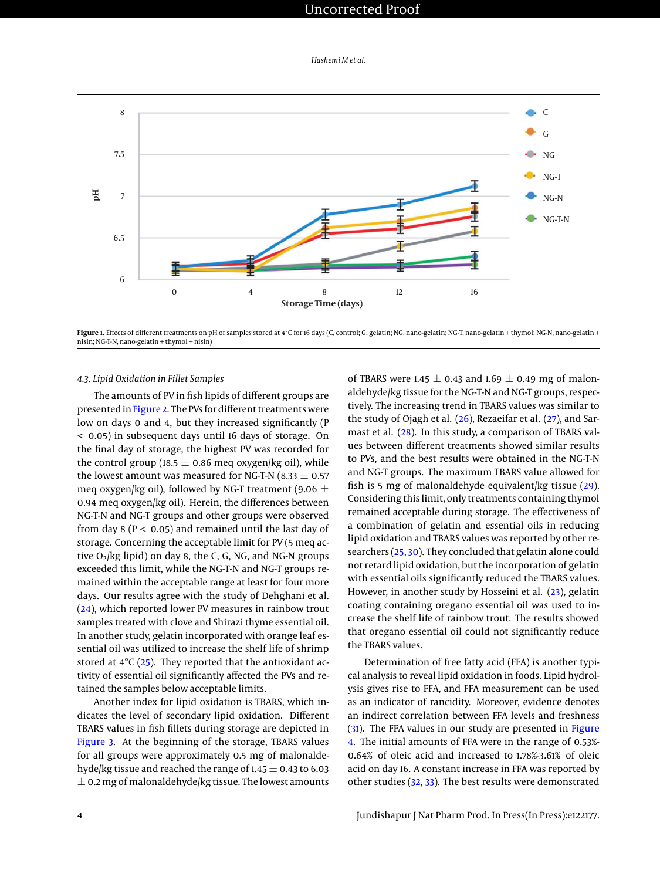Figure 1. Effects of different treatments on pH of samples stored at 4°C for 16 days (C, control; G, gelatin; NG, nano-gelatin; NG-T, nano-gelatin + thymol; NG-N, nano-gelatin + nisin; NG-T-N, nano-gelatin + thymol + nisin)

### 4.3. Lipid Oxidation in Fillet Samples

The amounts of PV in fish lipids of different groups are presented in Figure 2. The PVs for different treatments were low on days 0 and 4, but they increased significantly ($P < 0.05$) in subsequent days until 16 days of storage. On the final day of storage, the highest PV was recorded for the control group (18.5 ± 0.86 meq oxygen/kg oil), while the lowest amount was measured for NG-T-N (8.33 ± 0.57 meq oxygen/kg oil), followed by NG-T treatment (9.06 ± 0.94 meq oxygen/kg oil). Herein, the differences between NG-T-N and NG-T groups and other groups were observed from day 8 ($P < 0.05$) and remained until the last day of storage. Concerning the acceptable limit for PV (5 meq active $O_2$/kg lipid) on day 8, the C, G, NG, and NG-N groups exceeded this limit, while the NG-T-N and NG-T groups remained within the acceptable range at least for four more days. Our results agree with the study of Dehghani et al. (24), which reported lower PV measures in rainbow trout samples treated with clove and Shirazi thyme essential oil. In another study, gelatin incorporated with orange leaf essential oil was utilized to increase the shelf life of shrimp stored at 4°C (25). They reported that the antioxidant activity of essential oil significantly affected the PVs and retained the samples below acceptable limits.

Another index for lipid oxidation is TBARS, which indicates the level of secondary lipid oxidation. Different TBARS values in fish fillets during storage are depicted in Figure 3. At the beginning of the storage, TBARS values for all groups were approximately 0.5 mg of malonaldehyde/kg tissue and reached the range of 1.45 ± 0.43 to 6.03 ± 0.2 mg of malonaldehyde/kg tissue. The lowest amounts of TBARS were 1.45 ± 0.43 and 1.69 ± 0.49 mg of malonaldehyde/kg tissue for the NG-T-N and NG-T groups, respectively. The increasing trend in TBARS values was similar to the study of Ojagh et al. (26), Rezaeifar et al. (27), and Sarmast et al. (28). In this study, a comparison of TBARS values between different treatments showed similar results to PVs, and the best results were obtained in the NG-T-N and NG-T groups. The maximum TBARS value allowed for fish is 5 mg of malonaldehyde equivalent/kg tissue (29). Considering this limit, only treatments containing thymol remained acceptable during storage. The effectiveness of a combination of gelatin and essential oils in reducing lipid oxidation and TBARS values was reported by other researchers (25, 30). They concluded that gelatin alone could not retard lipid oxidation, but the incorporation of gelatin with essential oils significantly reduced the TBARS values. However, in another study by Hosseini et al. (23), gelatin coating containing oregano essential oil was used to increase the shelf life of rainbow trout. The results showed that oregano essential oil could not significantly reduce the TBARS values.

Determination of free fatty acid (FFA) is another typical analysis to reveal lipid oxidation in foods. Lipid hydrolysis gives rise to FFA, and FFA measurement can be used as an indicator of rancidity. Moreover, evidence denotes an indirect correlation between FFA levels and freshness (31). The FFA values in our study are presented in Figure 4. The initial amounts of FFA were in the range of 0.53%-0.64% of oleic acid and increased to 1.78%-3.61% of oleic acid on day 16. A constant increase in FFA was reported by other studies (32, 33). The best results were demonstrated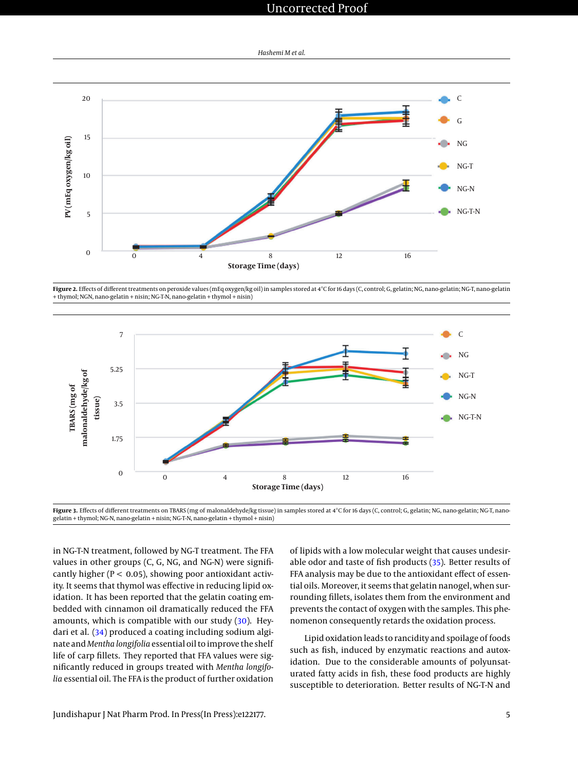**Figure 2.** Effects of different treatments on peroxide values (mEq oxygen/kg oil) in samples stored at 4°C for 16 days (C, control; G, gelatin; NG, nano-gelatin; NG-T, nano-gelatin + thymol; NGN, nano-gelatin + nisin; NG-T-N, nano-gelatin + thymol + nisin)

**Figure 3.** Effects of different treatments on TBARS (mg of malonaldehyde/kg tissue) in samples stored at 4°C for 16 days (C, control; G, gelatin; NG, nano-gelatin; NG-T, nano-gelatin + thymol; NG-N, nano-gelatin + nisin; NG-T-N, nano-gelatin + thymol + nisin)

in NG-T-N treatment, followed by NG-T treatment. The FFA values in other groups (C, G, NG, and NG-N) were significantly higher ($P < 0.05$), showing poor antioxidant activity. It seems that thymol was effective in reducing lipid oxidation. It has been reported that the gelatin coating embedded with cinnamon oil dramatically reduced the FFA amounts, which is compatible with our study (30). Heydari et al. (34) produced a coating including sodium alginate and *Mentha longifolia* essential oil to improve the shelf life of carp fillets. They reported that FFA values were significantly reduced in groups treated with *Mentha longifolia* essential oil. The FFA is the product of further oxidation of lipids with a low molecular weight that causes undesirable odor and taste of fish products (35). Better results of FFA analysis may be due to the antioxidant effect of essential oils. Moreover, it seems that gelatin nanogel, when surrounding fillets, isolates them from the environment and prevents the contact of oxygen with the samples. This phenomenon consequently retards the oxidation process.

Lipid oxidation leads to rancidity and spoilage of foods such as fish, induced by enzymatic reactions and autoxidation. Due to the considerable amounts of polyunsaturated fatty acids in fish, these food products are highly susceptible to deterioration. Better results of NG-T-N and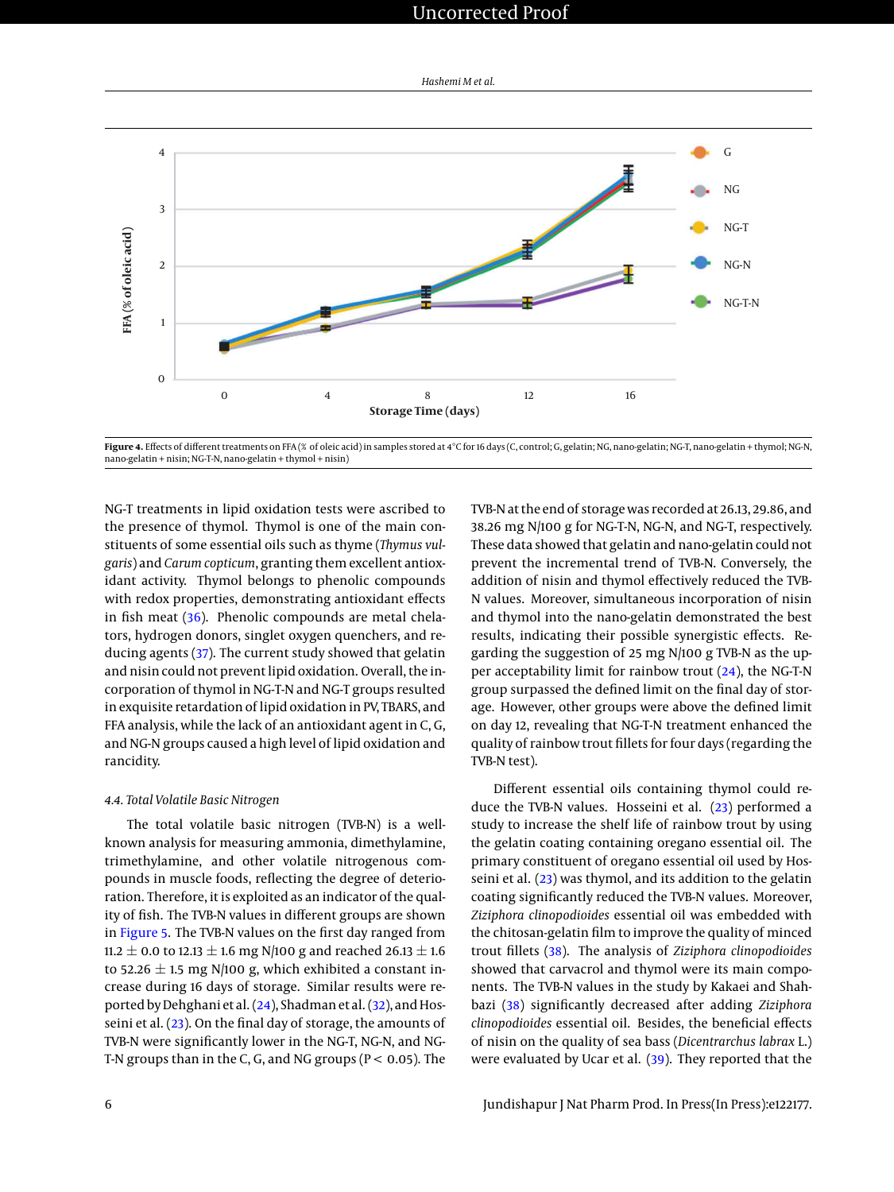Figure 4. Effects of different treatments on FFA (% of oleic acid) in samples stored at 4°C for 16 days (C, control; G, gelatin; NG, nano-gelatin; NG-T, nano-gelatin + thymol; NG-N, nano-gelatin + nisin; NG-T-N, nano-gelatin + thymol + nisin)

NG-T treatments in lipid oxidation tests were ascribed to the presence of thymol. Thymol is one of the main constituents of some essential oils such as thyme (*Thymus vulgaris*) and *Carum copticum*, granting them excellent antioxidant activity. Thymol belongs to phenolic compounds with redox properties, demonstrating antioxidant effects in fish meat (36). Phenolic compounds are metal chelators, hydrogen donors, singlet oxygen quenchers, and reducing agents (37). The current study showed that gelatin and nisin could not prevent lipid oxidation. Overall, the incorporation of thymol in NG-T-N and NG-T groups resulted in exquisite retardation of lipid oxidation in PV, TBARS, and FFA analysis, while the lack of an antioxidant agent in C, G, and NG-N groups caused a high level of lipid oxidation and rancidity.

### 4.4. Total Volatile Basic Nitrogen

The total volatile basic nitrogen (TVB-N) is a well-known analysis for measuring ammonia, dimethylamine, trimethylamine, and other volatile nitrogenous compounds in muscle foods, reflecting the degree of deterioration. Therefore, it is exploited as an indicator of the quality of fish. The TVB-N values in different groups are shown in Figure 5. The TVB-N values on the first day ranged from 11.2 ± 0.0 to 12.13 ± 1.6 mg N/100 g and reached 26.13 ± 1.6 to 52.26 ± 1.5 mg N/100 g, which exhibited a constant increase during 16 days of storage. Similar results were reported by Dehghani et al. (24), Shadman et al. (32), and Hosseini et al. (23). On the final day of storage, the amounts of TVB-N were significantly lower in the NG-T, NG-N, and NG-T-N groups than in the C, G, and NG groups ($P < 0.05$). The TVB-N at the end of storage was recorded at 26.13, 29.86, and 38.26 mg N/100 g for NG-T-N, NG-N, and NG-T, respectively. These data showed that gelatin and nano-gelatin could not prevent the incremental trend of TVB-N. Conversely, the addition of nisin and thymol effectively reduced the TVB-N values. Moreover, simultaneous incorporation of nisin and thymol into the nano-gelatin demonstrated the best results, indicating their possible synergistic effects. Regarding the suggestion of 25 mg N/100 g TVB-N as the upper acceptability limit for rainbow trout (24), the NG-T-N group surpassed the defined limit on the final day of storage. However, other groups were above the defined limit on day 12, revealing that NG-T-N treatment enhanced the quality of rainbow trout fillets for four days (regarding the TVB-N test).

Different essential oils containing thymol could reduce the TVB-N values. Hosseini et al. (23) performed a study to increase the shelf life of rainbow trout by using the gelatin coating containing oregano essential oil. The primary constituent of oregano essential oil used by Hosseini et al. (23) was thymol, and its addition to the gelatin coating significantly reduced the TVB-N values. Moreover, *Ziziphora clinopodioides* essential oil was embedded with the chitosan-gelatin film to improve the quality of minced trout fillets (38). The analysis of *Ziziphora clinopodioides* showed that carvacrol and thymol were its main components. The TVB-N values in the study by Kakaei and Shahbazi (38) significantly decreased after adding *Ziziphora clinopodioides* essential oil. Besides, the beneficial effects of nisin on the quality of sea bass (*Dicentrarchus labrax* L.) were evaluated by Ucar et al. (39). They reported that the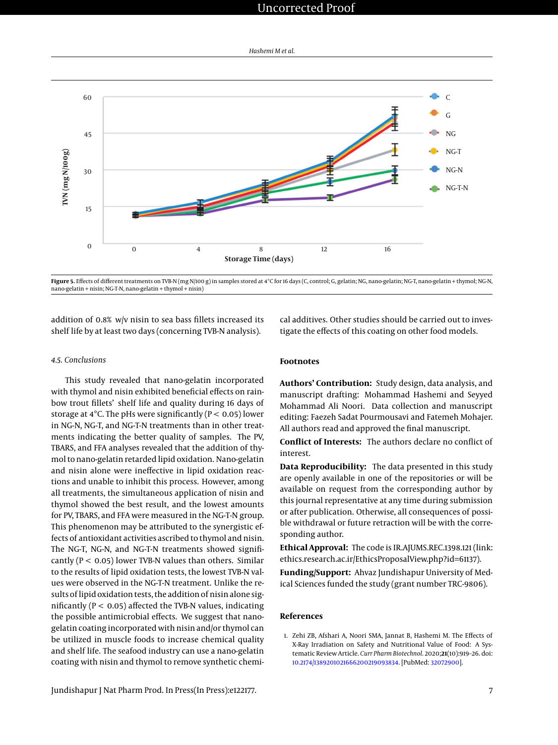Figure 5. Effects of different treatments on TVB-N (mg N/100 g) in samples stored at 4°C for 16 days (C, control; G, gelatin; NG, nano-gelatin; NG-T, nano-gelatin + thymol; NG-N, nano-gelatin + nisin; NG-T-N, nano-gelatin + thymol + nisin)

addition of 0.8% w/v nisin to sea bass fillets increased its shelf life by at least two days (concerning TVB-N analysis).

### 4.5. Conclusions

This study revealed that nano-gelatin incorporated with thymol and nisin exhibited beneficial effects on rainbow trout fillets' shelf life and quality during 16 days of storage at 4°C. The pHs were significantly ($P < 0.05$) lower in NG-N, NG-T, and NG-T-N treatments than in other treatments indicating the better quality of samples. The PV, TBARS, and FFA analyses revealed that the addition of thymol to nano-gelatin retarded lipid oxidation. Nano-gelatin and nisin alone were ineffective in lipid oxidation reactions and unable to inhibit this process. However, among all treatments, the simultaneous application of nisin and thymol showed the best result, and the lowest amounts for PV, TBARS, and FFA were measured in the NG-T-N group. This phenomenon may be attributed to the synergistic effects of antioxidant activities ascribed to thymol and nisin. The NG-T, NG-N, and NG-T-N treatments showed significantly ($P < 0.05$) lower TVB-N values than others. Similar to the results of lipid oxidation tests, the lowest TVB-N values were observed in the NG-T-N treatment. Unlike the results of lipid oxidation tests, the addition of nisin alone significantly ($P < 0.05$) affected the TVB-N values, indicating the possible antimicrobial effects. We suggest that nano-gelatin coating incorporated with nisin and/or thymol can be utilized in muscle foods to increase chemical quality and shelf life. The seafood industry can use a nano-gelatin coating with nisin and thymol to remove synthetic chemical additives. Other studies should be carried out to investigate the effects of this coating on other food models.

## Footnotes

**Authors' Contribution:** Study design, data analysis, and manuscript drafting: Mohammad Hashemi and Seyyed Mohammad Ali Noori. Data collection and manuscript editing: Faezeh Sadat Pourmousavi and Fatemeh Mohajer. All authors read and approved the final manuscript.

**Conflict of Interests:** The authors declare no conflict of interest.

**Data Reproducibility:** The data presented in this study are openly available in one of the repositories or will be available on request from the corresponding author by this journal representative at any time during submission or after publication. Otherwise, all consequences of possible withdrawal or future retraction will be with the corresponding author.

**Ethical Approval:** The code is IR.AJUMS.REC.1398.121 (link: ethics.research.ac.ir/EthicsProposalView.php?id=61137).

**Funding/Support:** Ahvaz Jundishapur University of Medical Sciences funded the study (grant number TRC-9806).

## References

1. Zehi ZB, Afshari A, Noori SMA, Jannat B, Hashemi M. The Effects of X-Ray Irradiation on Safety and Nutritional Value of Food: A Systematic Review Article. *Curr Pharm Biotechnol.* 2020;**21**(10):919–26. doi: 10.2174/1389201021666200219093834. [PubMed: 32072900].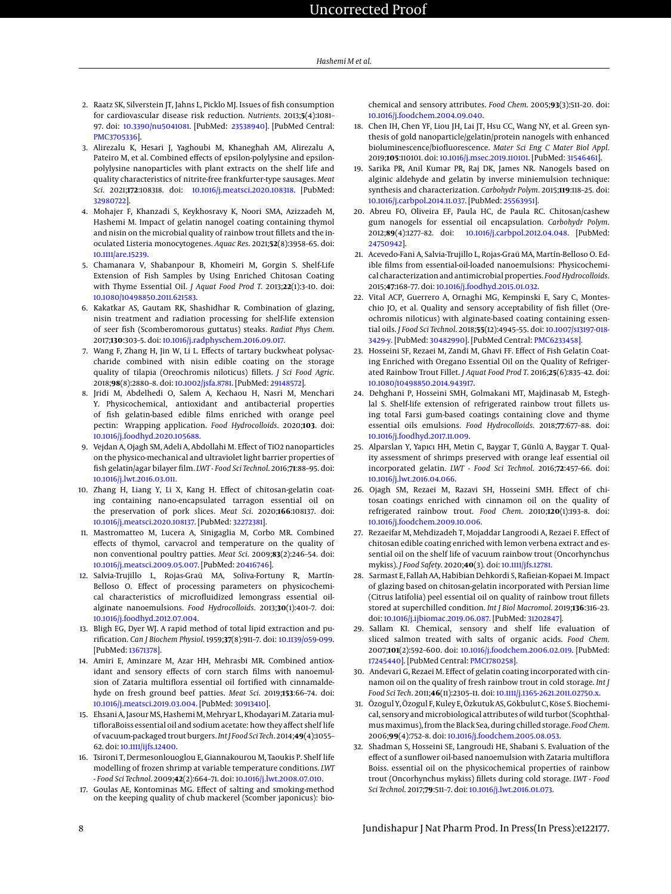2. Raatz SK, Silverstein JT, Jahns L, Picklo MJ. Issues of fish consumption for cardiovascular disease risk reduction. *Nutrients*. 2013;**5**(4):1081–97. doi: 10.3390/nu5041081. [PubMed: 23538940]. [PubMed Central: PMC3705336].
3. Alirezalu K, Hesari J, Yaghoubi M, Khaneghah AM, Alirezalu A, Pateiro M, et al. Combined effects of epsilon-polylysine and epsilon-polylysine nanoparticles with plant extracts on the shelf life and quality characteristics of nitrite-free frankfurter-type sausages. *Meat Sci*. 2021;**172**:108318. doi: 10.1016/j.meatsci.2020.108318. [PubMed: 32980722].
4. Mohajer F, Khanzadi S, Keykhosravy K, Noori SMA, Azizzadeh M, Hashemi M. Impact of gelatin nanogel coating containing thymol and nisin on the microbial quality of rainbow trout fillets and the inoculated Listeria monocytogenes. *Aquac Res*. 2021;**52**(8):3958–65. doi: 10.1111/are.15239.
5. Chamanara V, Shabanpour B, Khomeiri M, Gorgin S. Shelf-Life Extension of Fish Samples by Using Enriched Chitosan Coating with Thyme Essential Oil. *J Aquat Food Prod T*. 2013;**22**(1):3–10. doi: 10.1080/10498850.2011.621583.
6. Kakatkar AS, Gautam RK, Shashidhar R. Combination of glazing, nisin treatment and radiation processing for shelf-life extension of seer fish (Scomberomorous guttatus) steaks. *Radiat Phys Chem*. 2017;**130**:303–5. doi: 10.1016/j.radphyschem.2016.09.017.
7. Wang F, Zhang H, Jin W, Li L. Effects of tartary buckwheat polysaccharide combined with nisin edible coating on the storage quality of tilapia (Oreochromis niloticus) fillets. *J Sci Food Agric*. 2018;**98**(8):2880–8. doi: 10.1002/jsfa.8781. [PubMed: 29148572].
8. Jridi M, Abdelhedi O, Salem A, Kechaou H, Nasri M, Menchari Y. Physicochemical, antioxidant and antibacterial properties of fish gelatin-based edible films enriched with orange peel pectin: Wrapping application. *Food Hydrocolloids*. 2020;**103**. doi: 10.1016/j.foodhyd.2020.105688.
9. Vejdan A, Ojagh SM, Adeli A, Abdollahi M. Effect of TiO2 nanoparticles on the physico-mechanical and ultraviolet light barrier properties of fish gelatin/agar bilayer film. *LWT - Food Sci Technol*. 2016;**71**:88–95. doi: 10.1016/j.lwt.2016.03.011.
10. Zhang H, Liang Y, Li X, Kang H. Effect of chitosan-gelatin coating containing nano-encapsulated tarragon essential oil on the preservation of pork slices. *Meat Sci*. 2020;**166**:108137. doi: 10.1016/j.meatsci.2020.108137. [PubMed: 32272381].
11. Mastromatteo M, Lucera A, Sinigaglia M, Corbo MR. Combined effects of thymol, carvacrol and temperature on the quality of non conventional poultry patties. *Meat Sci*. 2009;**83**(2):246–54. doi: 10.1016/j.meatsci.2009.05.007. [PubMed: 20416746].
12. Salvia-Trujillo L, Rojas-Graü MA, Soliva-Fortuny R, Martín-Belloso O. Effect of processing parameters on physicochemical characteristics of microfluidized lemongrass essential oil-alginate nanoemulsions. *Food Hydrocolloids*. 2013;**30**(1):401–7. doi: 10.1016/j.foodhyd.2012.07.004.
13. Bligh EG, Dyer WJ. A rapid method of total lipid extraction and purification. *Can J Biochem Physiol*. 1959;**37**(8):911–7. doi: 10.1139/o59-099. [PubMed: 13671378].
14. Amiri E, Aminzare M, Azar HH, Mehrasbi MR. Combined antioxidant and sensory effects of corn starch films with nanoemulsion of Zataria multiflora essential oil fortified with cinnamaldehyde on fresh ground beef patties. *Meat Sci*. 2019;**153**:66–74. doi: 10.1016/j.meatsci.2019.03.004. [PubMed: 30913410].
15. Ehsani A, Jasour MS, Hashemi M, Mehryar L, Khodayari M. Zataria multifloraBoiss essential oil and sodium acetate: how they affect shelf life of vacuum-packaged trout burgers. *Int J Food Sci Tech*. 2014;**49**(4):1055–62. doi: 10.1111/ijfs.12400.
16. Tsironi T, Dermesonlouoglou E, Giannakourou M, Taoukis P. Shelf life modelling of frozen shrimp at variable temperature conditions. *LWT - Food Sci Technol*. 2009;**42**(2):664–71. doi: 10.1016/j.lwt.2008.07.010.
17. Goulas AE, Kontominas MG. Effect of salting and smoking-method on the keeping quality of chub mackerel (Scomber japonicus): biochemical and sensory attributes. *Food Chem*. 2005;**93**(3):511–20. doi: 10.1016/j.foodchem.2004.09.040.
18. Chen IH, Chen YF, Liou JH, Lai JT, Hsu CC, Wang NY, et al. Green synthesis of gold nanoparticle/gelatin/protein nanogels with enhanced bioluminescence/biofluorescence. *Mater Sci Eng C Mater Biol Appl*. 2019;**105**:110101. doi: 10.1016/j.msec.2019.110101. [PubMed: 31546461].
19. Sarika PR, Anil Kumar PR, Raj DK, James NR. Nanogels based on alginic aldehyde and gelatin by inverse miniemulsion technique: synthesis and characterization. *Carbohydr Polym*. 2015;**119**:118–25. doi: 10.1016/j.carbpol.2014.11.037. [PubMed: 25563951].
20. Abreu FO, Oliveira EF, Paula HC, de Paula RC. Chitosan/cashew gum nanogels for essential oil encapsulation. *Carbohydr Polym*. 2012;**89**(4):1277–82. doi: 10.1016/j.carbpol.2012.04.048. [PubMed: 24750942].
21. Acevedo-Fani A, Salvia-Trujillo L, Rojas-Graü MA, Martín-Belloso O. Edible films from essential-oil-loaded nanoemulsions: Physicochemical characterization and antimicrobial properties. *Food Hydrocolloids*. 2015;**47**:168–77. doi: 10.1016/j.foodhyd.2015.01.032.
22. Vital ACP, Guerrero A, Ornaghi MG, Kempinski E, Sary C, Monteschio JO, et al. Quality and sensory acceptability of fish fillet (Oreochromis niloticus) with alginate-based coating containing essential oils. *J Food Sci Technol*. 2018;**55**(12):4945–55. doi: 10.1007/s13197-018-3429-y. [PubMed: 30482990]. [PubMed Central: PMC6233458].
23. Hosseini SF, Rezaei M, Zandi M, Ghavi FF. Effect of Fish Gelatin Coating Enriched with Oregano Essential Oil on the Quality of Refrigerated Rainbow Trout Fillet. *J Aquat Food Prod T*. 2016;**25**(6):835–42. doi: 10.1080/10498850.2014.943917.
24. Dehghani P, Hosseini SMH, Golmakani MT, Majdinasab M, Esteghlal S. Shelf-life extension of refrigerated rainbow trout fillets using total Farsi gum-based coatings containing clove and thyme essential oils emulsions. *Food Hydrocolloids*. 2018;**77**:677–88. doi: 10.1016/j.foodhyd.2017.11.009.
25. Alparslan Y, Yapıcı HH, Metin C, Baygar T, Günlü A, Baygar T. Quality assessment of shrimps preserved with orange leaf essential oil incorporated gelatin. *LWT - Food Sci Technol*. 2016;**72**:457–66. doi: 10.1016/j.lwt.2016.04.066.
26. Ojagh SM, Rezaei M, Razavi SH, Hosseini SMH. Effect of chitosan coatings enriched with cinnamon oil on the quality of refrigerated rainbow trout. *Food Chem*. 2010;**120**(1):193–8. doi: 10.1016/j.foodchem.2009.10.006.
27. Rezaeifar M, Mehdizadeh T, Mojaddar Langroodi A, Rezaei F. Effect of chitosan edible coating enriched with lemon verbena extract and essential oil on the shelf life of vacuum rainbow trout (Oncorhynchus mykiss). *J Food Safety*. 2020;**40**(3). doi: 10.1111/jfs.12781.
28. Sarmast E, Fallah AA, Habibian Dehkordi S, Rafieian-Kopaei M. Impact of glazing based on chitosan-gelatin incorporated with Persian lime (Citrus latifolia) peel essential oil on quality of rainbow trout fillets stored at superchilled condition. *Int J Biol Macromol*. 2019;**136**:316–23. doi: 10.1016/j.ijbiomac.2019.06.087. [PubMed: 31202847].
29. Sallam KI. Chemical, sensory and shelf life evaluation of sliced salmon treated with salts of organic acids. *Food Chem*. 2007;**101**(2):592–600. doi: 10.1016/j.foodchem.2006.02.019. [PubMed: 17245440]. [PubMed Central: PMC1780258].
30. Andevari G, Rezaei M. Effect of gelatin coating incorporated with cinnamon oil on the quality of fresh rainbow trout in cold storage. *Int J Food Sci Tech*. 2011;**46**(11):2305–11. doi: 10.1111/j.1365-2621.2011.02750.x.
31. Özogul Y, Özogul F, Kuley E, Özkutuk AS, Gökbulut C, Köse S. Biochemical, sensory and microbiological attributes of wild turbot (Scophthalmus maximus), from the Black Sea, during chilled storage. *Food Chem*. 2006;**99**(4):752–8. doi: 10.1016/j.foodchem.2005.08.053.
32. Shadman S, Hosseini SE, Langroudi HE, Shabani S. Evaluation of the effect of a sunflower oil-based nanoemulsion with Zataria multiflora Boiss. essential oil on the physicochemical properties of rainbow trout (Oncorhynchus mykiss) fillets during cold storage. *LWT - Food Sci Technol*. 2017;**79**:511–7. doi: 10.1016/j.lwt.2016.01.073.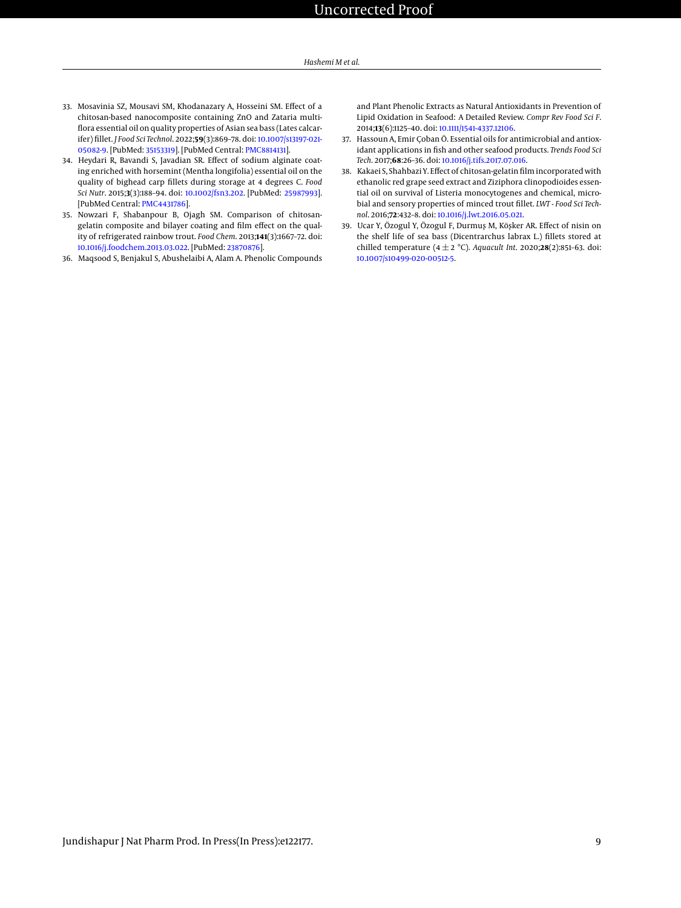33. Mosavinia SZ, Mousavi SM, Khodanazary A, Hosseini SM. Effect of a chitosan-based nanocomposite containing ZnO and Zataria multiflora essential oil on quality properties of Asian sea bass (Lates calcarifer) fillet. *J Food Sci Technol*. 2022;**59**(3):869–78. doi: 10.1007/s13197-021-05082-9. [PubMed: 35153319]. [PubMed Central: PMC8814131].
34. Heydari R, Bavandi S, Javadian SR. Effect of sodium alginate coating enriched with horsemint (Mentha longifolia) essential oil on the quality of bighead carp fillets during storage at 4 degrees C. *Food Sci Nutr*. 2015;**3**(3):188–94. doi: 10.1002/fsn3.202. [PubMed: 25987993]. [PubMed Central: PMC4431786].
35. Nowzari F, Shabanpour B, Ojagh SM. Comparison of chitosan-gelatin composite and bilayer coating and film effect on the quality of refrigerated rainbow trout. *Food Chem*. 2013;**141**(3):1667–72. doi: 10.1016/j.foodchem.2013.03.022. [PubMed: 23870876].
36. Maqsood S, Benjakul S, Abushelaibi A, Alam A. Phenolic Compounds and Plant Phenolic Extracts as Natural Antioxidants in Prevention of Lipid Oxidation in Seafood: A Detailed Review. *Compr Rev Food Sci F*. 2014;**13**(6):1125–40. doi: 10.1111/1541-4337.12106.
37. Hassoun A, Emir Çoban Ö. Essential oils for antimicrobial and antioxidant applications in fish and other seafood products. *Trends Food Sci Tech*. 2017;**68**:26–36. doi: 10.1016/j.tifs.2017.07.016.
38. Kakaei S, Shahbazi Y. Effect of chitosan-gelatin film incorporated with ethanolic red grape seed extract and Ziziphora clinopodioides essential oil on survival of Listeria monocytogenes and chemical, microbial and sensory properties of minced trout fillet. *LWT - Food Sci Technol*. 2016;**72**:432–8. doi: 10.1016/j.lwt.2016.05.021.
39. Ucar Y, Özogul Y, Özogul F, Durmuş M, Köşker AR. Effect of nisin on the shelf life of sea bass (Dicentrarchus labrax L.) fillets stored at chilled temperature ($4 \pm 2$ °C). *Aquacult Int*. 2020;**28**(2):851–63. doi: 10.1007/s10499-020-00512-5.